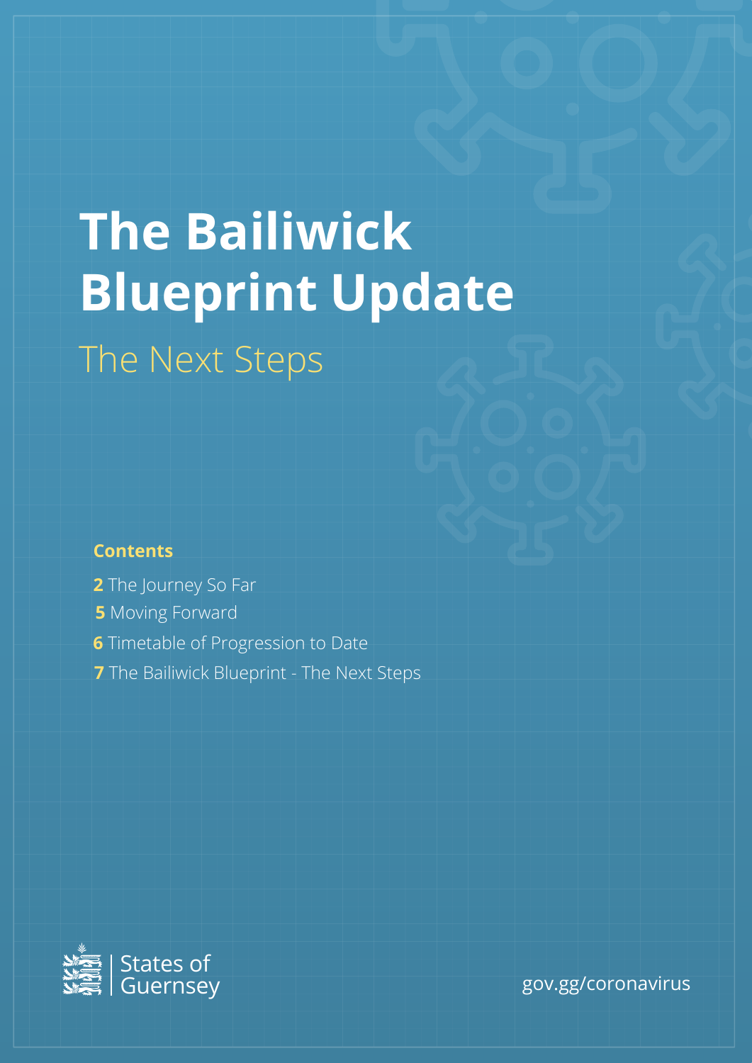# The Bailiwick Blueprint Update

## The Next Steps

**Contents**

- **2** The Journey So Far
- **5** Moving Forward
- **6** Timetable of Progression to Date
- **7** The Bailiwick Blueprint - The Next Steps

States of Guernsey

gov.gg/coronavirus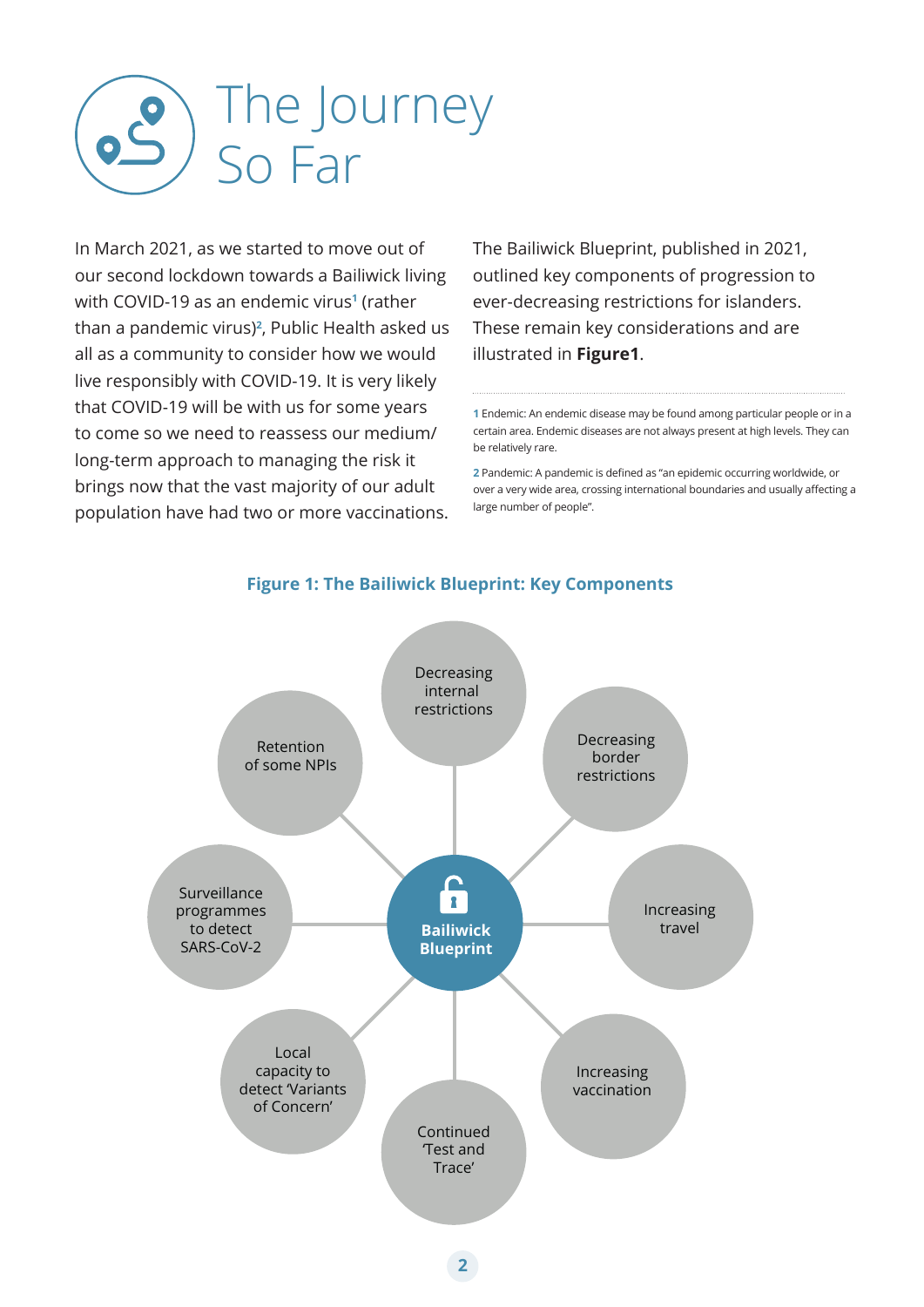# The Journey So Far

In March 2021, as we started to move out of our second lockdown towards a Bailiwick living with COVID-19 as an endemic virus[1] (rather than a pandemic virus)[2], Public Health asked us all as a community to consider how we would live responsibly with COVID-19. It is very likely that COVID-19 will be with us for some years to come so we need to reassess our medium/long-term approach to managing the risk it brings now that the vast majority of our adult population have had two or more vaccinations.

The Bailiwick Blueprint, published in 2021, outlined key components of progression to ever-decreasing restrictions for islanders. These remain key considerations and are illustrated in **Figure1**.

1 Endemic: An endemic disease may be found among particular people or in a certain area. Endemic diseases are not always present at high levels. They can be relatively rare.

2 Pandemic: A pandemic is defined as "an epidemic occurring worldwide, or over a very wide area, crossing international boundaries and usually affecting a large number of people".

**Figure 1: The Bailiwick Blueprint: Key Components**

**Bailiwick Blueprint**

- Decreasing internal restrictions
- Decreasing border restrictions
- Increasing travel
- Increasing vaccination
- Continued 'Test and Trace'
- Local capacity to detect 'Variants of Concern'
- Surveillance programmes to detect SARS-CoV-2
- Retention of some NPIs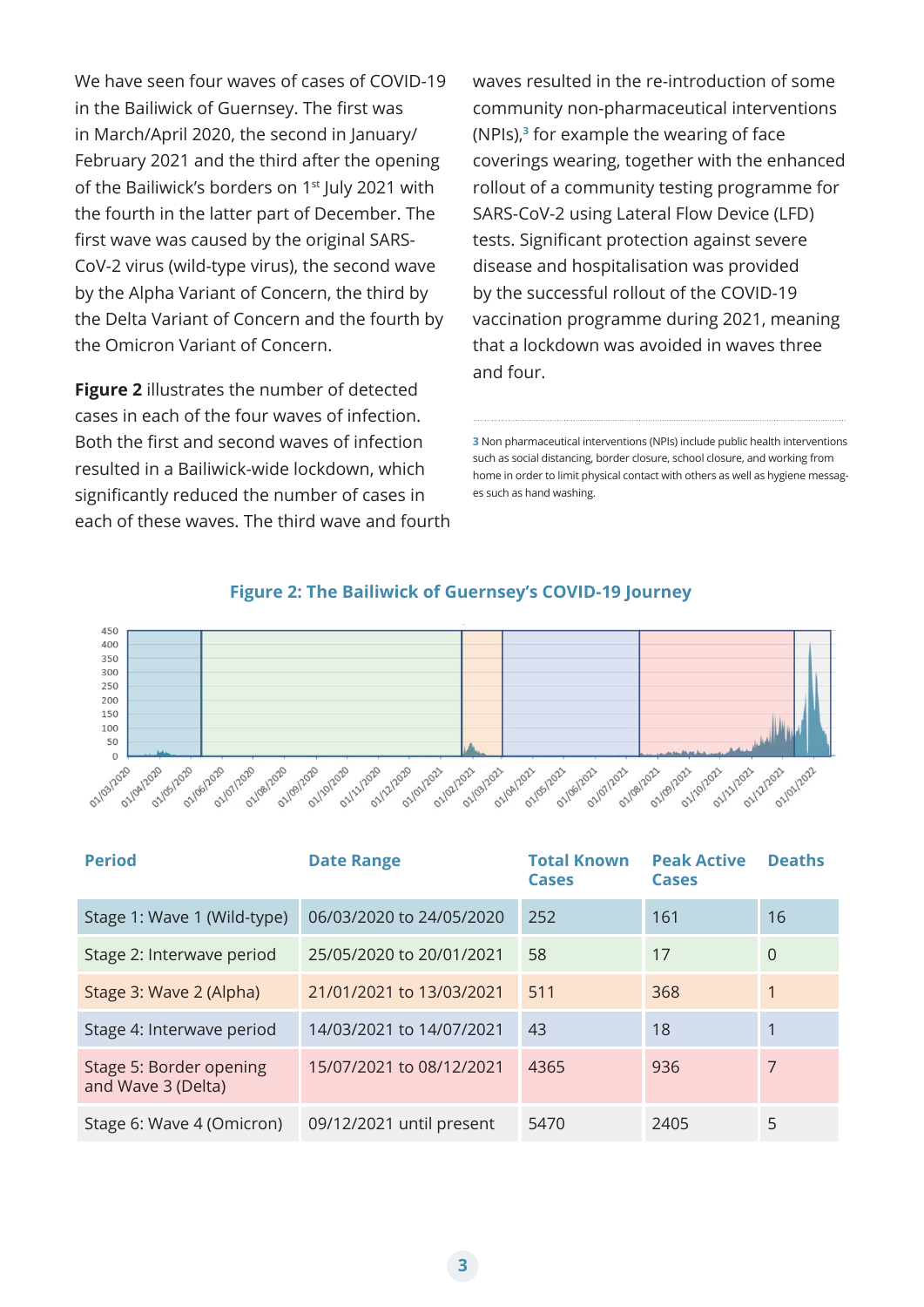We have seen four waves of cases of COVID-19 in the Bailiwick of Guernsey. The first was in March/April 2020, the second in January/ February 2021 and the third after the opening of the Bailiwick's borders on 1st July 2021 with the fourth in the latter part of December. The first wave was caused by the original SARS-CoV-2 virus (wild-type virus), the second wave by the Alpha Variant of Concern, the third by the Delta Variant of Concern and the fourth by the Omicron Variant of Concern.

**Figure 2** illustrates the number of detected cases in each of the four waves of infection. Both the first and second waves of infection resulted in a Bailiwick-wide lockdown, which significantly reduced the number of cases in each of these waves. The third wave and fourth waves resulted in the re-introduction of some community non-pharmaceutical interventions (NPIs),[3] for example the wearing of face coverings wearing, together with the enhanced rollout of a community testing programme for SARS-CoV-2 using Lateral Flow Device (LFD) tests. Significant protection against severe disease and hospitalisation was provided by the successful rollout of the COVID-19 vaccination programme during 2021, meaning that a lockdown was avoided in waves three and four.

3 Non pharmaceutical interventions (NPIs) include public health interventions such as social distancing, border closure, school closure, and working from home in order to limit physical contact with others as well as hygiene messages such as hand washing.

**Figure 2: The Bailiwick of Guernsey's COVID-19 Journey**

| Period | Date Range | Total Known Cases | Peak Active Cases | Deaths |
|---|---|---|---|---|
| Stage 1: Wave 1 (Wild-type) | 06/03/2020 to 24/05/2020 | 252 | 161 | 16 |
| Stage 2: Interwave period | 25/05/2020 to 20/01/2021 | 58 | 17 | 0 |
| Stage 3: Wave 2 (Alpha) | 21/01/2021 to 13/03/2021 | 511 | 368 | 1 |
| Stage 4: Interwave period | 14/03/2021 to 14/07/2021 | 43 | 18 | 1 |
| Stage 5: Border opening and Wave 3 (Delta) | 15/07/2021 to 08/12/2021 | 4365 | 936 | 7 |
| Stage 6: Wave 4 (Omicron) | 09/12/2021 until present | 5470 | 2405 | 5 |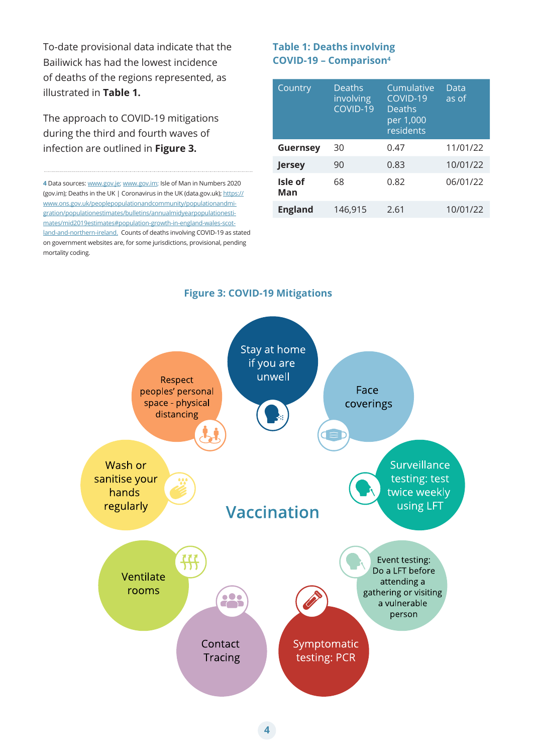To-date provisional data indicate that the Bailiwick has had the lowest incidence of deaths of the regions represented, as illustrated in **Table 1.**

The approach to COVID-19 mitigations during the third and fourth waves of infection are outlined in **Figure 3.**

4 Data sources: www.gov.je; www.gov.im; Isle of Man in Numbers 2020 (gov.im); Deaths in the UK | Coronavirus in the UK (data.gov.uk); https://www.ons.gov.uk/peoplepopulationandcommunity/populationandmigration/populationestimates/bulletins/annualmidyearpopulationestimates/mid2019estimates#population-growth-in-england-wales-scotland-and-northern-ireland. Counts of deaths involving COVID-19 as stated on government websites are, for some jurisdictions, provisional, pending mortality coding.

### Table 1: Deaths involving COVID-19 – Comparison[4]

| Country | Deaths involving COVID-19 | Cumulative COVID-19 Deaths per 1,000 residents | Data as of |
|---|---|---|---|
| **Guernsey** | 30 | 0.47 | 11/01/22 |
| **Jersey** | 90 | 0.83 | 10/01/22 |
| **Isle of Man** | 68 | 0.82 | 06/01/22 |
| **England** | 146,915 | 2.61 | 10/01/22 |

### Figure 3: COVID-19 Mitigations

Vaccination

- Stay at home if you are unwell
- Face coverings
- Surveillance testing: test twice weekly using LFT
- Event testing: Do a LFT before attending a gathering or visiting a vulnerable person
- Symptomatic testing: PCR
- Contact Tracing
- Ventilate rooms
- Wash or sanitise your hands regularly
- Respect peoples' personal space - physical distancing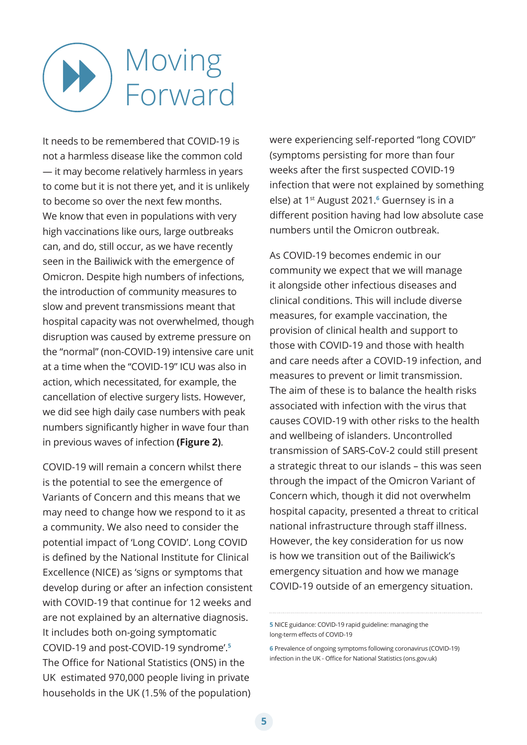# Moving Forward

It needs to be remembered that COVID-19 is not a harmless disease like the common cold — it may become relatively harmless in years to come but it is not there yet, and it is unlikely to become so over the next few months. We know that even in populations with very high vaccinations like ours, large outbreaks can, and do, still occur, as we have recently seen in the Bailiwick with the emergence of Omicron. Despite high numbers of infections, the introduction of community measures to slow and prevent transmissions meant that hospital capacity was not overwhelmed, though disruption was caused by extreme pressure on the "normal" (non-COVID-19) intensive care unit at a time when the "COVID-19" ICU was also in action, which necessitated, for example, the cancellation of elective surgery lists. However, we did see high daily case numbers with peak numbers significantly higher in wave four than in previous waves of infection **(Figure 2)**.

COVID-19 will remain a concern whilst there is the potential to see the emergence of Variants of Concern and this means that we may need to change how we respond to it as a community. We also need to consider the potential impact of 'Long COVID'. Long COVID is defined by the National Institute for Clinical Excellence (NICE) as 'signs or symptoms that develop during or after an infection consistent with COVID-19 that continue for 12 weeks and are not explained by an alternative diagnosis. It includes both on-going symptomatic COVID-19 and post-COVID-19 syndrome'.[5] The Office for National Statistics (ONS) in the UK estimated 970,000 people living in private households in the UK (1.5% of the population) were experiencing self-reported "long COVID" (symptoms persisting for more than four weeks after the first suspected COVID-19 infection that were not explained by something else) at 1st August 2021.[6] Guernsey is in a different position having had low absolute case numbers until the Omicron outbreak.

As COVID-19 becomes endemic in our community we expect that we will manage it alongside other infectious diseases and clinical conditions. This will include diverse measures, for example vaccination, the provision of clinical health and support to those with COVID-19 and those with health and care needs after a COVID-19 infection, and measures to prevent or limit transmission. The aim of these is to balance the health risks associated with infection with the virus that causes COVID-19 with other risks to the health and wellbeing of islanders. Uncontrolled transmission of SARS-CoV-2 could still present a strategic threat to our islands – this was seen through the impact of the Omicron Variant of Concern which, though it did not overwhelm hospital capacity, presented a threat to critical national infrastructure through staff illness. However, the key consideration for us now is how we transition out of the Bailiwick's emergency situation and how we manage COVID-19 outside of an emergency situation.

---

**5** NICE guidance: COVID-19 rapid guideline: managing the long-term effects of COVID-19

**6** Prevalence of ongoing symptoms following coronavirus (COVID-19) infection in the UK - Office for National Statistics (ons.gov.uk)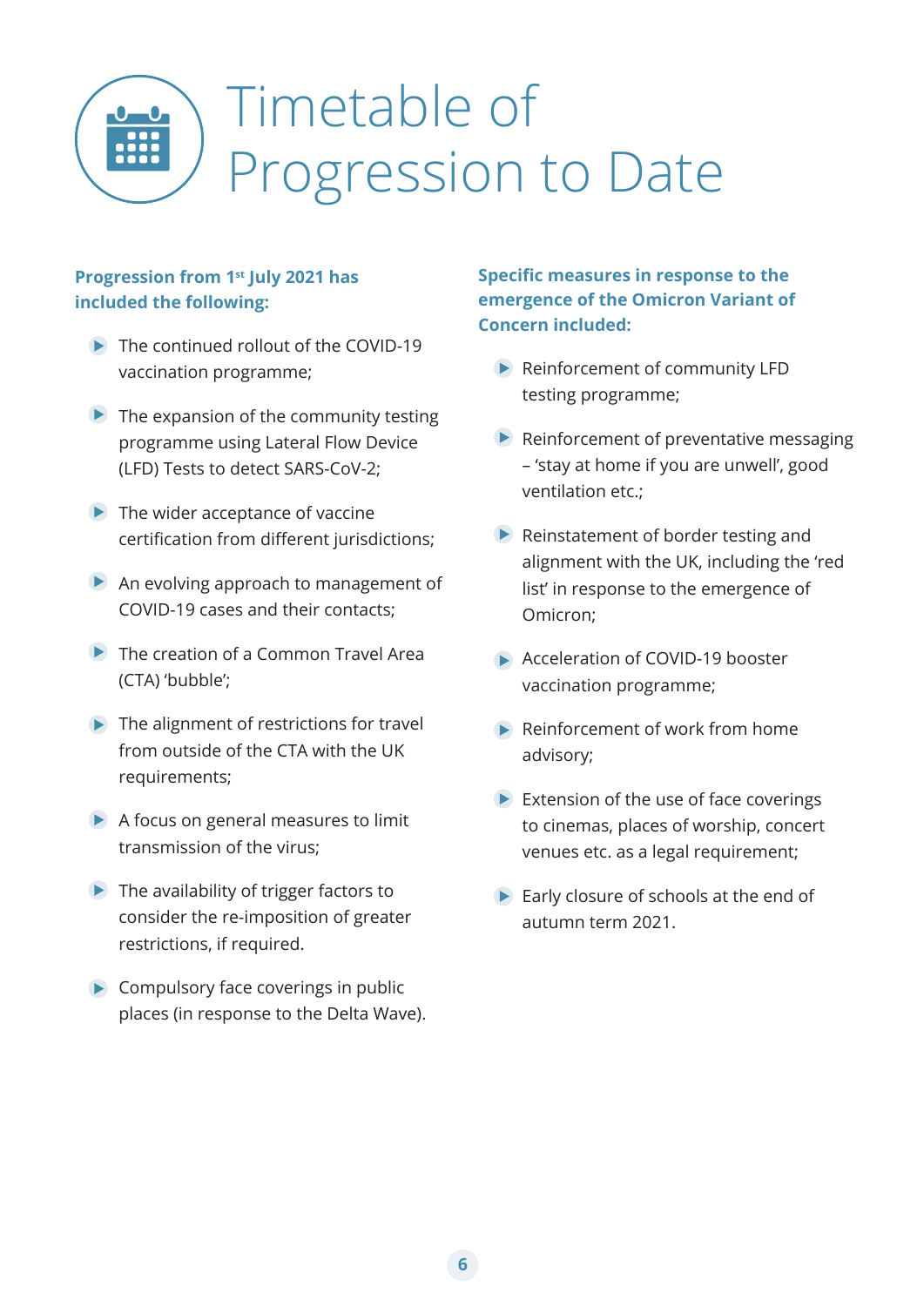# Timetable of Progression to Date

**Progression from 1st July 2021 has included the following:**

- The continued rollout of the COVID-19 vaccination programme;
- The expansion of the community testing programme using Lateral Flow Device (LFD) Tests to detect SARS-CoV-2;
- The wider acceptance of vaccine certification from different jurisdictions;
- An evolving approach to management of COVID-19 cases and their contacts;
- The creation of a Common Travel Area (CTA) 'bubble';
- The alignment of restrictions for travel from outside of the CTA with the UK requirements;
- A focus on general measures to limit transmission of the virus;
- The availability of trigger factors to consider the re-imposition of greater restrictions, if required.
- Compulsory face coverings in public places (in response to the Delta Wave).

**Specific measures in response to the emergence of the Omicron Variant of Concern included:**

- Reinforcement of community LFD testing programme;
- Reinforcement of preventative messaging – 'stay at home if you are unwell', good ventilation etc.;
- Reinstatement of border testing and alignment with the UK, including the 'red list' in response to the emergence of Omicron;
- Acceleration of COVID-19 booster vaccination programme;
- Reinforcement of work from home advisory;
- Extension of the use of face coverings to cinemas, places of worship, concert venues etc. as a legal requirement;
- Early closure of schools at the end of autumn term 2021.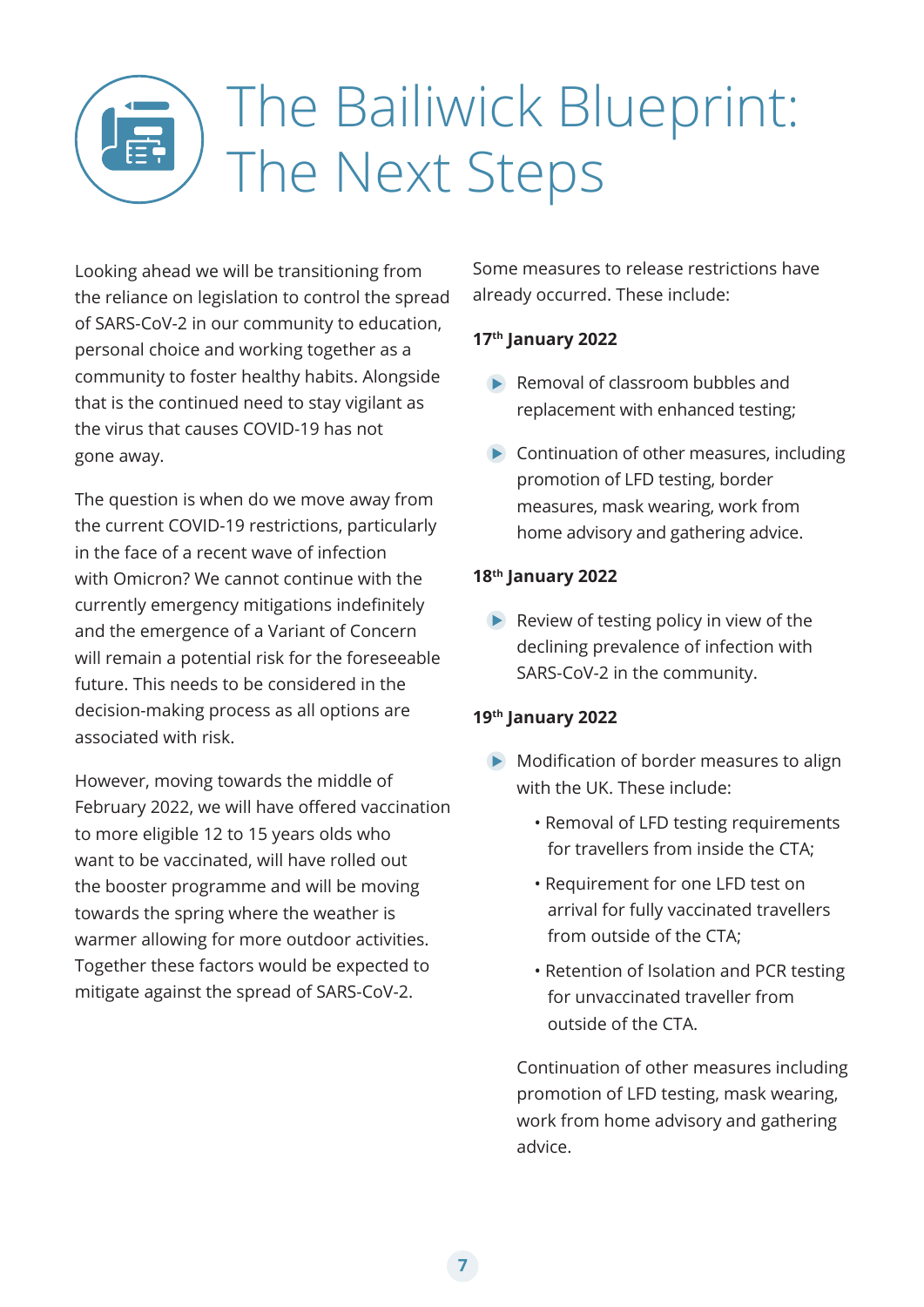# The Bailiwick Blueprint: The Next Steps

Looking ahead we will be transitioning from the reliance on legislation to control the spread of SARS-CoV-2 in our community to education, personal choice and working together as a community to foster healthy habits. Alongside that is the continued need to stay vigilant as the virus that causes COVID-19 has not gone away.

The question is when do we move away from the current COVID-19 restrictions, particularly in the face of a recent wave of infection with Omicron? We cannot continue with the currently emergency mitigations indefinitely and the emergence of a Variant of Concern will remain a potential risk for the foreseeable future. This needs to be considered in the decision-making process as all options are associated with risk.

However, moving towards the middle of February 2022, we will have offered vaccination to more eligible 12 to 15 years olds who want to be vaccinated, will have rolled out the booster programme and will be moving towards the spring where the weather is warmer allowing for more outdoor activities. Together these factors would be expected to mitigate against the spread of SARS-CoV-2.

Some measures to release restrictions have already occurred. These include:

**17th January 2022**

- Removal of classroom bubbles and replacement with enhanced testing;
- Continuation of other measures, including promotion of LFD testing, border measures, mask wearing, work from home advisory and gathering advice.

**18th January 2022**

- Review of testing policy in view of the declining prevalence of infection with SARS-CoV-2 in the community.

**19th January 2022**

- Modification of border measures to align with the UK. These include:
  - Removal of LFD testing requirements for travellers from inside the CTA;
  - Requirement for one LFD test on arrival for fully vaccinated travellers from outside of the CTA;
  - Retention of Isolation and PCR testing for unvaccinated traveller from outside of the CTA.

  Continuation of other measures including promotion of LFD testing, mask wearing, work from home advisory and gathering advice.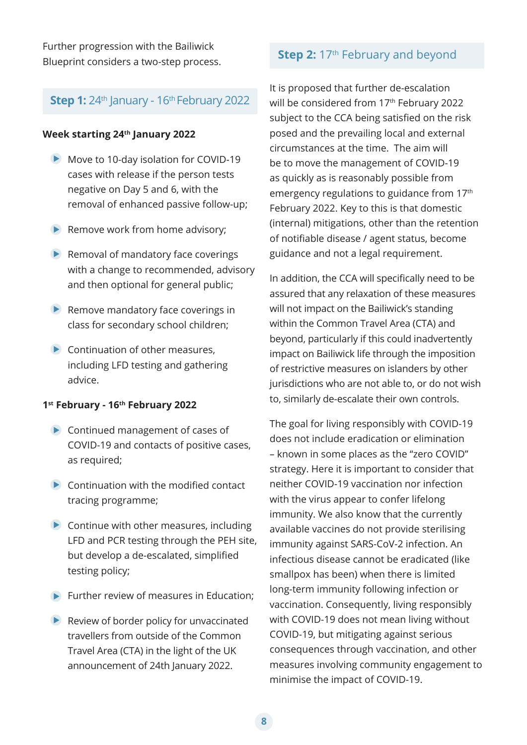Further progression with the Bailiwick Blueprint considers a two-step process.

## **Step 1:** 24th January - 16th February 2022

### Week starting 24th January 2022

- Move to 10-day isolation for COVID-19 cases with release if the person tests negative on Day 5 and 6, with the removal of enhanced passive follow-up;
- Remove work from home advisory;
- Removal of mandatory face coverings with a change to recommended, advisory and then optional for general public;
- Remove mandatory face coverings in class for secondary school children;
- Continuation of other measures, including LFD testing and gathering advice.

### 1st February - 16th February 2022

- Continued management of cases of COVID-19 and contacts of positive cases, as required;
- Continuation with the modified contact tracing programme;
- Continue with other measures, including LFD and PCR testing through the PEH site, but develop a de-escalated, simplified testing policy;
- Further review of measures in Education;
- Review of border policy for unvaccinated travellers from outside of the Common Travel Area (CTA) in the light of the UK announcement of 24th January 2022.

## **Step 2:** 17th February and beyond

It is proposed that further de-escalation will be considered from 17th February 2022 subject to the CCA being satisfied on the risk posed and the prevailing local and external circumstances at the time. The aim will be to move the management of COVID-19 as quickly as is reasonably possible from emergency regulations to guidance from 17th February 2022. Key to this is that domestic (internal) mitigations, other than the retention of notifiable disease / agent status, become guidance and not a legal requirement.

In addition, the CCA will specifically need to be assured that any relaxation of these measures will not impact on the Bailiwick's standing within the Common Travel Area (CTA) and beyond, particularly if this could inadvertently impact on Bailiwick life through the imposition of restrictive measures on islanders by other jurisdictions who are not able to, or do not wish to, similarly de-escalate their own controls.

The goal for living responsibly with COVID-19 does not include eradication or elimination – known in some places as the "zero COVID" strategy. Here it is important to consider that neither COVID-19 vaccination nor infection with the virus appear to confer lifelong immunity. We also know that the currently available vaccines do not provide sterilising immunity against SARS-CoV-2 infection. An infectious disease cannot be eradicated (like smallpox has been) when there is limited long-term immunity following infection or vaccination. Consequently, living responsibly with COVID-19 does not mean living without COVID-19, but mitigating against serious consequences through vaccination, and other measures involving community engagement to minimise the impact of COVID-19.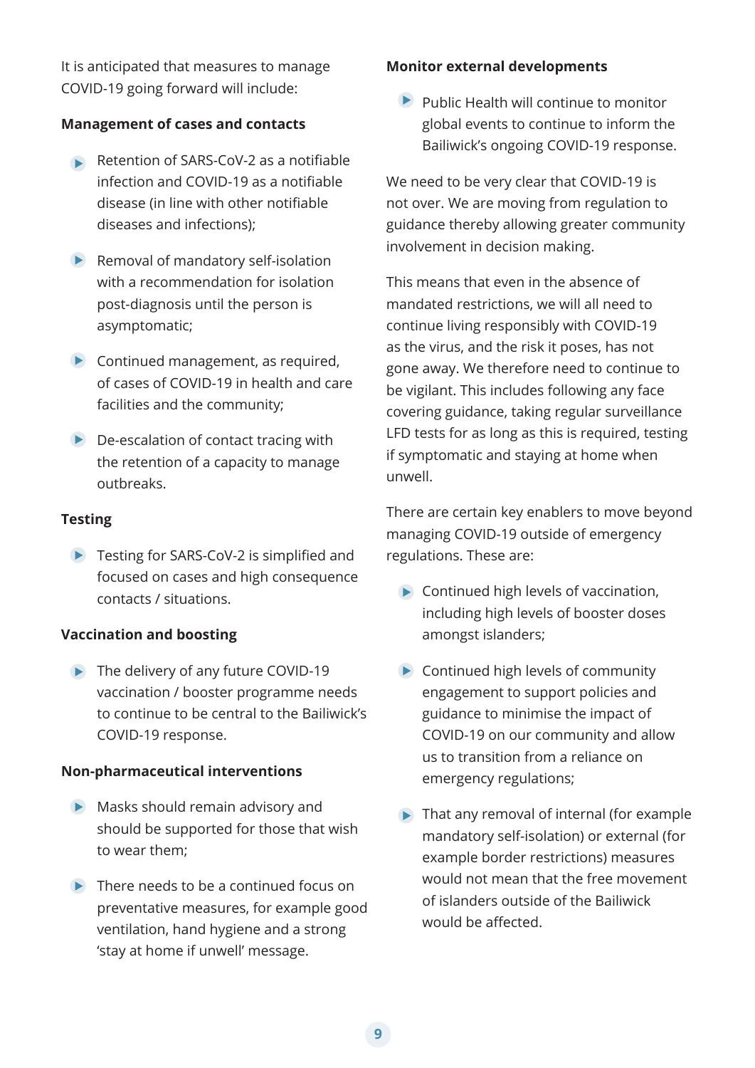It is anticipated that measures to manage COVID-19 going forward will include:

**Management of cases and contacts**

- Retention of SARS-CoV-2 as a notifiable infection and COVID-19 as a notifiable disease (in line with other notifiable diseases and infections);
- Removal of mandatory self-isolation with a recommendation for isolation post-diagnosis until the person is asymptomatic;
- Continued management, as required, of cases of COVID-19 in health and care facilities and the community;
- De-escalation of contact tracing with the retention of a capacity to manage outbreaks.

**Testing**

- Testing for SARS-CoV-2 is simplified and focused on cases and high consequence contacts / situations.

**Vaccination and boosting**

- The delivery of any future COVID-19 vaccination / booster programme needs to continue to be central to the Bailiwick's COVID-19 response.

**Non-pharmaceutical interventions**

- Masks should remain advisory and should be supported for those that wish to wear them;
- There needs to be a continued focus on preventative measures, for example good ventilation, hand hygiene and a strong 'stay at home if unwell' message.

**Monitor external developments**

- Public Health will continue to monitor global events to continue to inform the Bailiwick's ongoing COVID-19 response.

We need to be very clear that COVID-19 is not over. We are moving from regulation to guidance thereby allowing greater community involvement in decision making.

This means that even in the absence of mandated restrictions, we will all need to continue living responsibly with COVID-19 as the virus, and the risk it poses, has not gone away. We therefore need to continue to be vigilant. This includes following any face covering guidance, taking regular surveillance LFD tests for as long as this is required, testing if symptomatic and staying at home when unwell.

There are certain key enablers to move beyond managing COVID-19 outside of emergency regulations. These are:

- Continued high levels of vaccination, including high levels of booster doses amongst islanders;
- Continued high levels of community engagement to support policies and guidance to minimise the impact of COVID-19 on our community and allow us to transition from a reliance on emergency regulations;
- That any removal of internal (for example mandatory self-isolation) or external (for example border restrictions) measures would not mean that the free movement of islanders outside of the Bailiwick would be affected.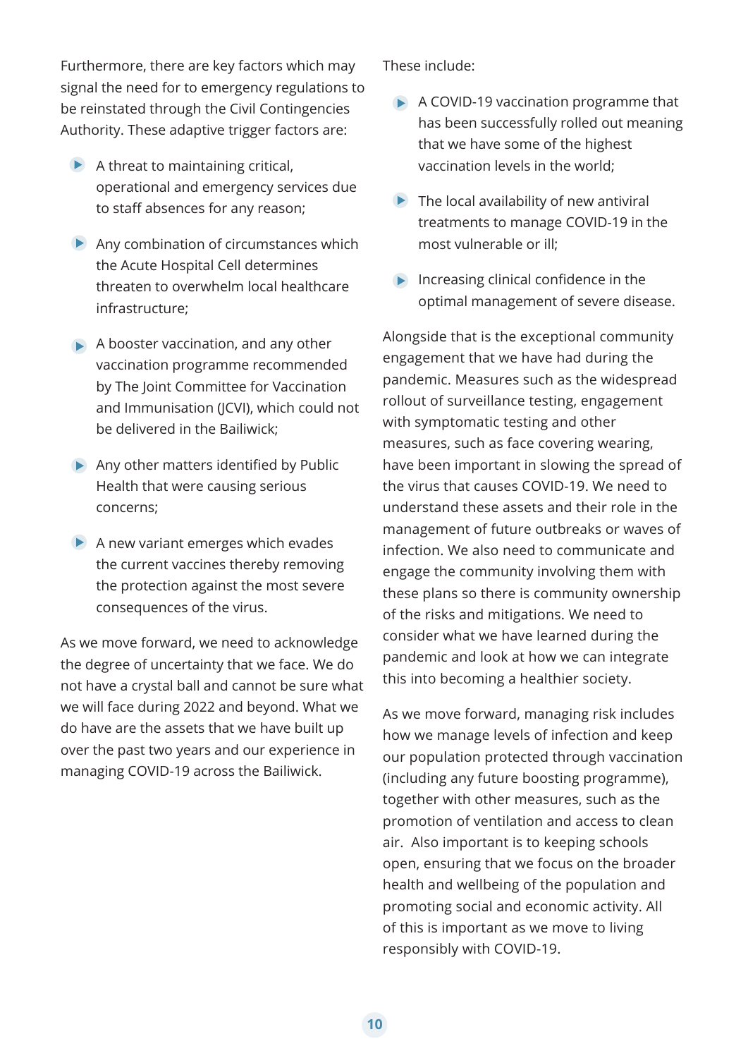Furthermore, there are key factors which may signal the need for to emergency regulations to be reinstated through the Civil Contingencies Authority. These adaptive trigger factors are:

- A threat to maintaining critical, operational and emergency services due to staff absences for any reason;
- Any combination of circumstances which the Acute Hospital Cell determines threaten to overwhelm local healthcare infrastructure;
- A booster vaccination, and any other vaccination programme recommended by The Joint Committee for Vaccination and Immunisation (JCVI), which could not be delivered in the Bailiwick;
- Any other matters identified by Public Health that were causing serious concerns;
- A new variant emerges which evades the current vaccines thereby removing the protection against the most severe consequences of the virus.

As we move forward, we need to acknowledge the degree of uncertainty that we face. We do not have a crystal ball and cannot be sure what we will face during 2022 and beyond. What we do have are the assets that we have built up over the past two years and our experience in managing COVID-19 across the Bailiwick.

These include:

- A COVID-19 vaccination programme that has been successfully rolled out meaning that we have some of the highest vaccination levels in the world;
- The local availability of new antiviral treatments to manage COVID-19 in the most vulnerable or ill;
- Increasing clinical confidence in the optimal management of severe disease.

Alongside that is the exceptional community engagement that we have had during the pandemic. Measures such as the widespread rollout of surveillance testing, engagement with symptomatic testing and other measures, such as face covering wearing, have been important in slowing the spread of the virus that causes COVID-19. We need to understand these assets and their role in the management of future outbreaks or waves of infection. We also need to communicate and engage the community involving them with these plans so there is community ownership of the risks and mitigations. We need to consider what we have learned during the pandemic and look at how we can integrate this into becoming a healthier society.

As we move forward, managing risk includes how we manage levels of infection and keep our population protected through vaccination (including any future boosting programme), together with other measures, such as the promotion of ventilation and access to clean air. Also important is to keeping schools open, ensuring that we focus on the broader health and wellbeing of the population and promoting social and economic activity. All of this is important as we move to living responsibly with COVID-19.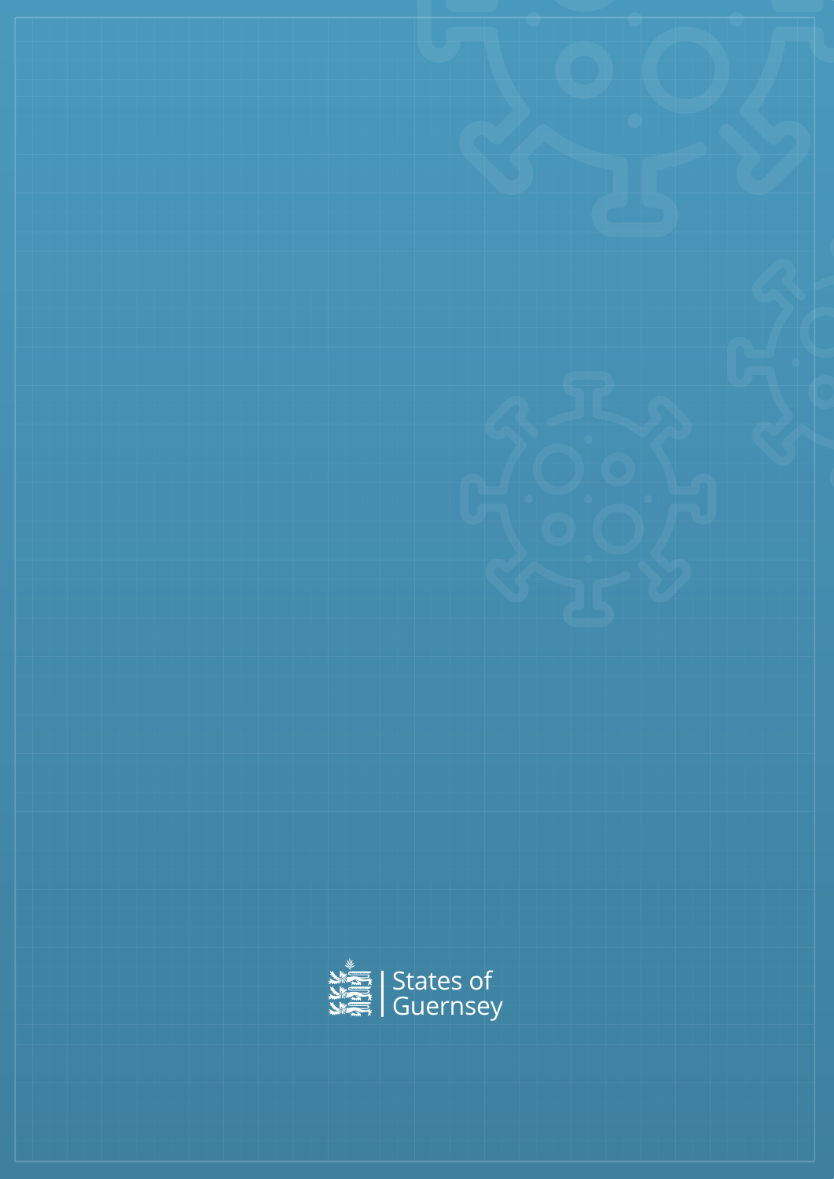States of
Guernsey